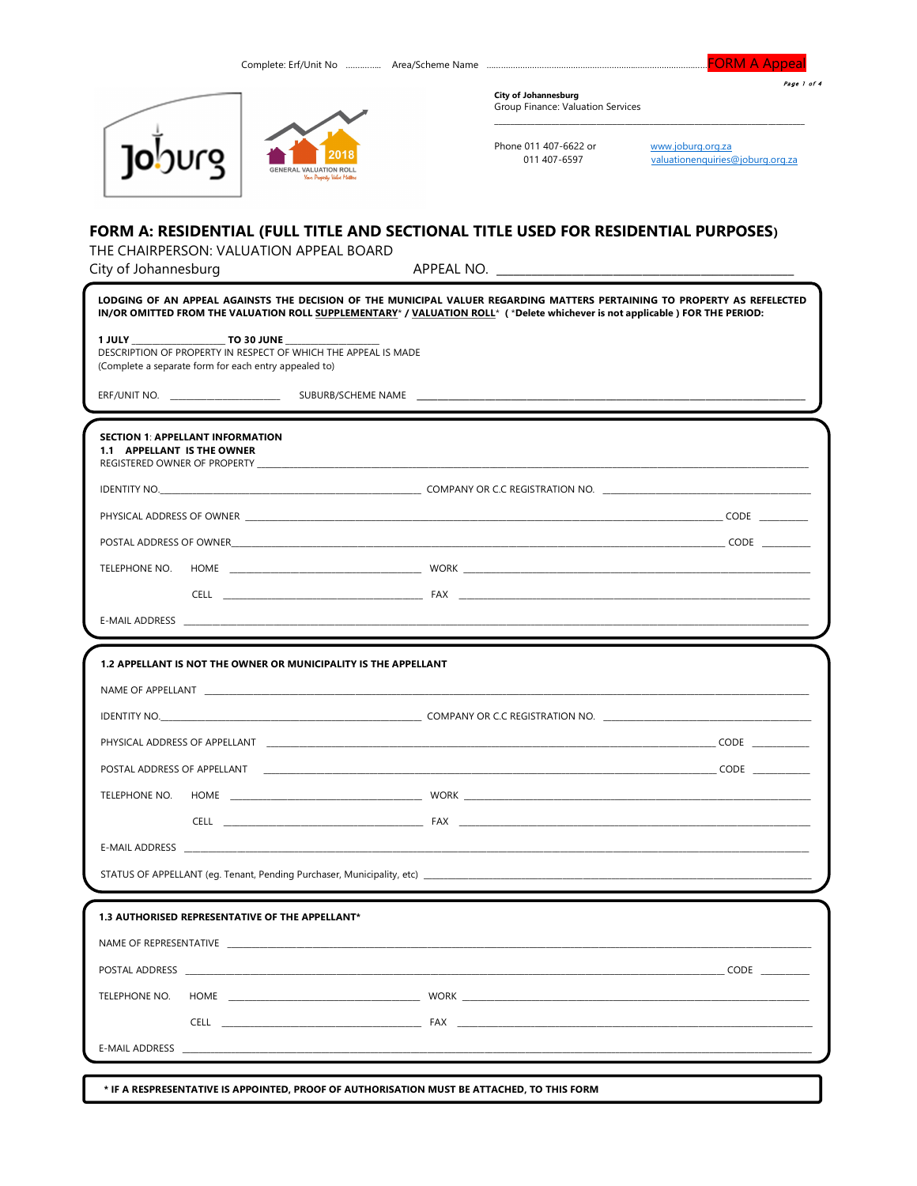Complete: Erf/Unit No .............. Area/Scheme Name .............................................................................................. FORM A Appeal

**City of Johannesburg**
Group Finance: Valuation Services

Phone 011 407-6622 or 011 407-6597

www.joburg.org.za
valuationenquiries@joburg.org.za

# FORM A: RESIDENTIAL (FULL TITLE AND SECTIONAL TITLE USED FOR RESIDENTIAL PURPOSES)

THE CHAIRPERSON: VALUATION APPEAL BOARD
City of Johannesburg

APPEAL NO. ____________________________________________

**LODGING OF AN APPEAL AGAINSTS THE DECISION OF THE MUNICIPAL VALUER REGARDING MATTERS PERTAINING TO PROPERTY AS REFELECTED IN/OR OMITTED FROM THE VALUATION ROLL SUPPLEMENTARY* / VALUATION ROLL* ( *Delete whichever is not applicable ) FOR THE PERIOD:**

**1 JULY** __________________ **TO 30 JUNE** __________________
DESCRIPTION OF PROPERTY IN RESPECT OF WHICH THE APPEAL IS MADE
(Complete a separate form for each entry appealed to)

ERF/UNIT NO. ______________________ SUBURB/SCHEME NAME ____________________________________________

**SECTION 1: APPELLANT INFORMATION**

**1.1 APPELLANT IS THE OWNER**

REGISTERED OWNER OF PROPERTY ____________________________________________

IDENTITY NO. ______________________________ COMPANY OR C.C REGISTRATION NO. ______________________________

PHYSICAL ADDRESS OF OWNER ____________________________________________ CODE __________

POSTAL ADDRESS OF OWNER ____________________________________________ CODE __________

TELEPHONE NO. HOME ______________________ WORK ______________________

CELL ______________________ FAX ______________________

E-MAIL ADDRESS ____________________________________________

**1.2 APPELLANT IS NOT THE OWNER OR MUNICIPALITY IS THE APPELLANT**

NAME OF APPELLANT ____________________________________________

IDENTITY NO. ______________________________ COMPANY OR C.C REGISTRATION NO. ______________________________

PHYSICAL ADDRESS OF APPELLANT ____________________________________________ CODE __________

POSTAL ADDRESS OF APPELLANT ____________________________________________ CODE __________

TELEPHONE NO. HOME ______________________ WORK ______________________

CELL ______________________ FAX ______________________

E-MAIL ADDRESS ____________________________________________

STATUS OF APPELLANT (eg. Tenant, Pending Purchaser, Municipality, etc) ______________________________

**1.3 AUTHORISED REPRESENTATIVE OF THE APPELLANT***

NAME OF REPRESENTATIVE ____________________________________________

POSTAL ADDRESS ____________________________________________ CODE __________

TELEPHONE NO. HOME ______________________ WORK ______________________

CELL ______________________ FAX ______________________

E-MAIL ADDRESS ____________________________________________

**\* IF A RESPRESENTATIVE IS APPOINTED, PROOF OF AUTHORISATION MUST BE ATTACHED, TO THIS FORM**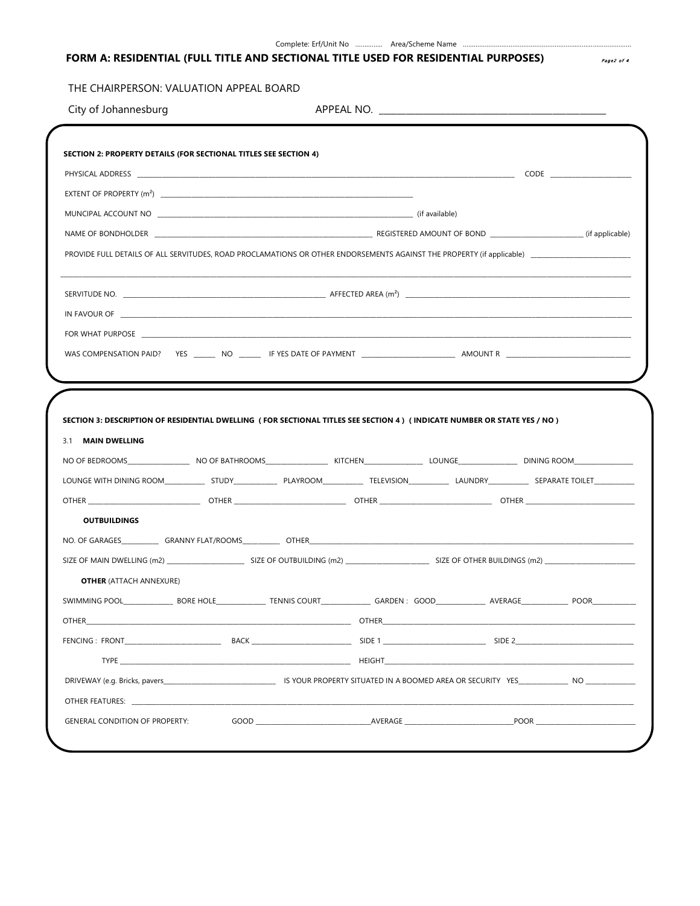Complete: Erf/Unit No …………… Area/Scheme Name ……………………………………………………………………

## FORM A: RESIDENTIAL (FULL TITLE AND SECTIONAL TITLE USED FOR RESIDENTIAL PURPOSES)

THE CHAIRPERSON: VALUATION APPEAL BOARD

City of Johannesburg APPEAL NO. ______________________________

### SECTION 2: PROPERTY DETAILS (FOR SECTIONAL TITLES SEE SECTION 4)

PHYSICAL ADDRESS ______________________________ CODE ____________

EXTENT OF PROPERTY ($m^2$) ______________________________

MUNCIPAL ACCOUNT NO ______________________________ (if available)

NAME OF BONDHOLDER ______________________________ REGISTERED AMOUNT OF BOND ____________ (if applicable)

PROVIDE FULL DETAILS OF ALL SERVITUDES, ROAD PROCLAMATIONS OR OTHER ENDORSEMENTS AGAINST THE PROPERTY (if applicable) ____________

______________________________________________________________

SERVITUDE NO. ______________________________ AFFECTED AREA ($m^2$) ______________________________

IN FAVOUR OF ______________________________________________________________

FOR WHAT PURPOSE ______________________________________________________________

WAS COMPENSATION PAID? YES ______ NO ______ IF YES DATE OF PAYMENT ____________ AMOUNT R ____________

### SECTION 3: DESCRIPTION OF RESIDENTIAL DWELLING ( FOR SECTIONAL TITLES SEE SECTION 4 ) ( INDICATE NUMBER OR STATE YES / NO )

3.1 **MAIN DWELLING**

NO OF BEDROOMS__________ NO OF BATHROOMS__________ KITCHEN__________ LOUNGE__________ DINING ROOM__________

LOUNGE WITH DINING ROOM__________ STUDY__________ PLAYROOM__________ TELEVISION__________ LAUNDRY__________ SEPARATE TOILET__________

OTHER ____________ OTHER ____________ OTHER ____________ OTHER ____________

**OUTBUILDINGS**

NO. OF GARAGES__________ GRANNY FLAT/ROOMS__________ OTHER______________________________

SIZE OF MAIN DWELLING (m2) ____________ SIZE OF OUTBUILDING (m2) ____________ SIZE OF OTHER BUILDINGS (m2) ____________

**OTHER** (ATTACH ANNEXURE)

SWIMMING POOL__________ BORE HOLE__________ TENNIS COURT__________ GARDEN : GOOD__________ AVERAGE__________ POOR__________

OTHER______________________________ OTHER______________________________

FENCING : FRONT____________ BACK ____________ SIDE 1 ____________ SIDE 2____________

TYPE ______________________________ HEIGHT______________________________

DRIVEWAY (e.g. Bricks, pavers____________ IS YOUR PROPERTY SITUATED IN A BOOMED AREA OR SECURITY YES__________ NO __________

OTHER FEATURES: ______________________________________________________________

GENERAL CONDITION OF PROPERTY: GOOD ____________ AVERAGE ____________ POOR ____________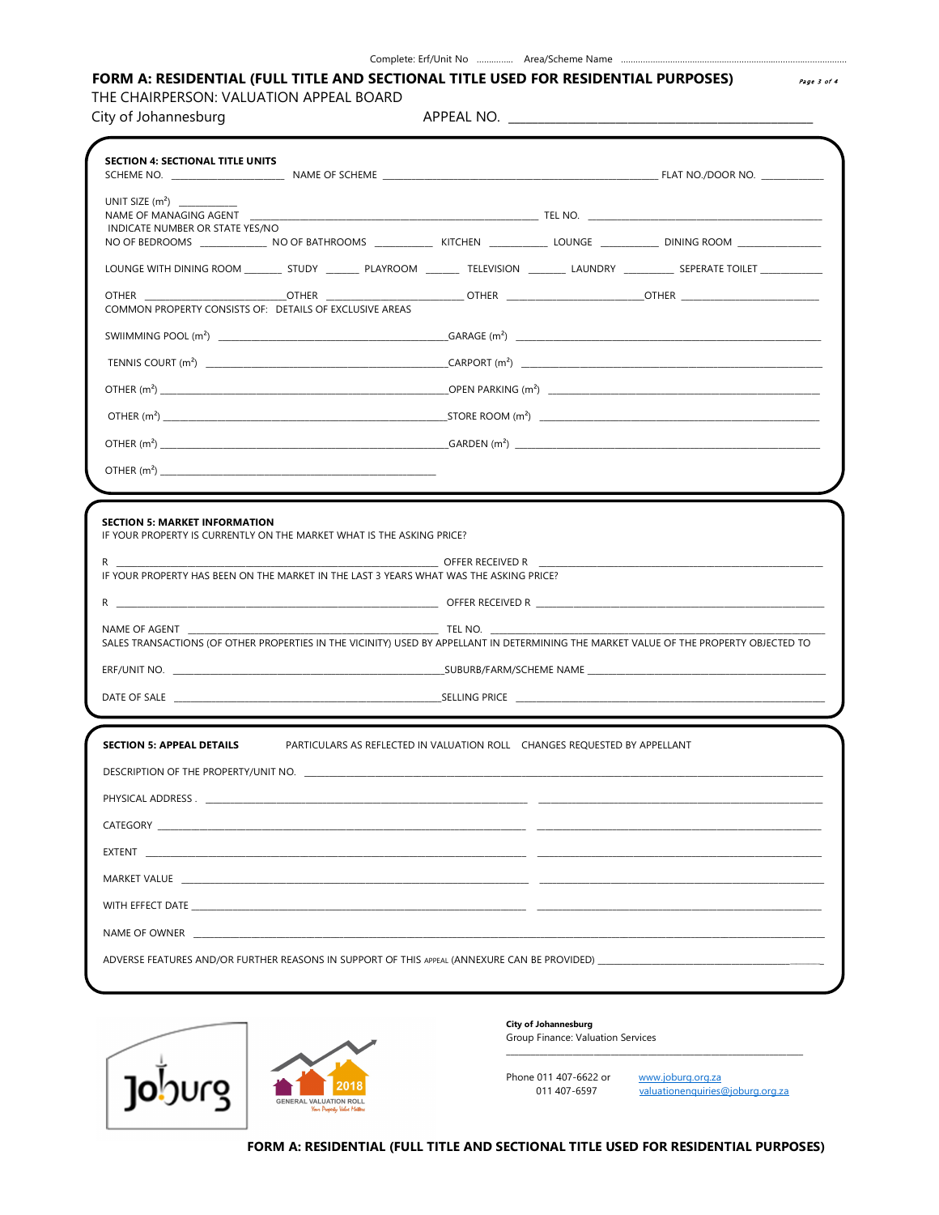Complete: Erf/Unit No .............. Area/Scheme Name ..........................................................................................

## FORM A: RESIDENTIAL (FULL TITLE AND SECTIONAL TITLE USED FOR RESIDENTIAL PURPOSES)

THE CHAIRPERSON: VALUATION APPEAL BOARD

City of Johannesburg APPEAL NO. ______________________________

**SECTION 4: SECTIONAL TITLE UNITS**

SCHEME NO. ____________ NAME OF SCHEME ______________________________ FLAT NO./DOOR NO. ________

UNIT SIZE ($m^2$) ________

NAME OF MANAGING AGENT ______________________________ TEL NO. ______________________

INDICATE NUMBER OR STATE YES/NO

NO OF BEDROOMS ________ NO OF BATHROOMS ________ KITCHEN ________ LOUNGE ________ DINING ROOM ________

LOUNGE WITH DINING ROOM ______ STUDY ______ PLAYROOM ______ TELEVISION ______ LAUNDRY ______ SEPERATE TOILET ______

OTHER ______________ OTHER ______________ OTHER ______________ OTHER ______________

COMMON PROPERTY CONSISTS OF: DETAILS OF EXCLUSIVE AREAS

SWIMMING POOL ($m^2$) ______________________ GARAGE ($m^2$) ______________________

TENNIS COURT ($m^2$) ______________________ CARPORT ($m^2$) ______________________

OTHER ($m^2$) ______________________ OPEN PARKING ($m^2$) ______________________

OTHER ($m^2$) ______________________ STORE ROOM ($m^2$) ______________________

OTHER ($m^2$) ______________________ GARDEN ($m^2$) ______________________

OTHER ($m^2$) ______________________

**SECTION 5: MARKET INFORMATION**

IF YOUR PROPERTY IS CURRENTLY ON THE MARKET WHAT IS THE ASKING PRICE?

R ______________________ OFFER RECEIVED R ______________________

IF YOUR PROPERTY HAS BEEN ON THE MARKET IN THE LAST 3 YEARS WHAT WAS THE ASKING PRICE?

R ______________________ OFFER RECEIVED R ______________________

NAME OF AGENT ______________________ TEL NO. ______________________

SALES TRANSACTIONS (OF OTHER PROPERTIES IN THE VICINITY) USED BY APPELLANT IN DETERMINING THE MARKET VALUE OF THE PROPERTY OBJECTED TO

ERF/UNIT NO. ______________________ SUBURB/FARM/SCHEME NAME ______________________

DATE OF SALE ______________________ SELLING PRICE ______________________

**SECTION 5: APPEAL DETAILS**

| | PARTICULARS AS REFLECTED IN VALUATION ROLL | CHANGES REQUESTED BY APPELLANT |
|---|---|---|
| DESCRIPTION OF THE PROPERTY/UNIT NO. | | |
| PHYSICAL ADDRESS . | | |
| CATEGORY | | |
| EXTENT | | |
| MARKET VALUE | | |
| WITH EFFECT DATE | | |
| NAME OF OWNER | | |

ADVERSE FEATURES AND/OR FURTHER REASONS IN SUPPORT OF THIS APPEAL (ANNEXURE CAN BE PROVIDED) ______________________

**City of Johannesburg**
Group Finance: Valuation Services

Phone 011 407-6622 or 011 407-6597
www.joburg.org.za
valuationenquiries@joburg.org.za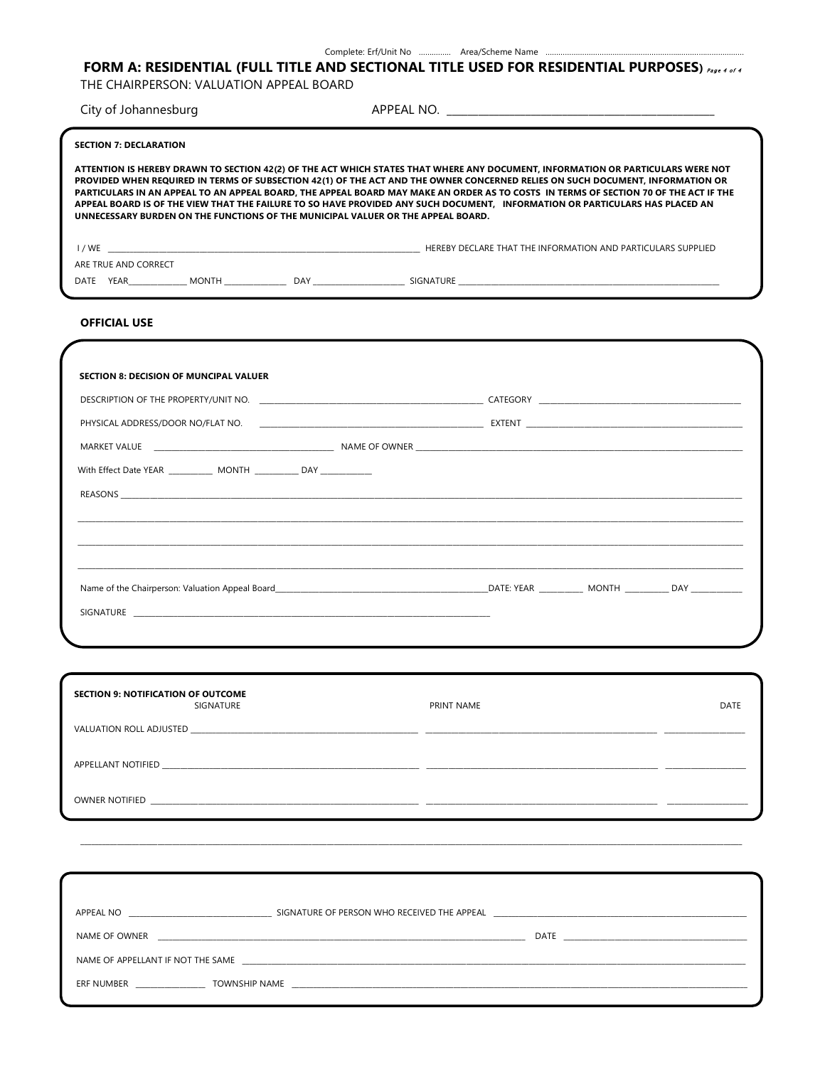Complete: Erf/Unit No ............... Area/Scheme Name ..........................................................................................

# FORM A: RESIDENTIAL (FULL TITLE AND SECTIONAL TITLE USED FOR RESIDENTIAL PURPOSES)

THE CHAIRPERSON: VALUATION APPEAL BOARD

City of Johannesburg APPEAL NO. ____________________________________________

**SECTION 7: DECLARATION**

**ATTENTION IS HEREBY DRAWN TO SECTION 42(2) OF THE ACT WHICH STATES THAT WHERE ANY DOCUMENT, INFORMATION OR PARTICULARS WERE NOT PROVIDED WHEN REQUIRED IN TERMS OF SUBSECTION 42(1) OF THE ACT AND THE OWNER CONCERNED RELIES ON SUCH DOCUMENT, INFORMATION OR PARTICULARS IN AN APPEAL TO AN APPEAL BOARD, THE APPEAL BOARD MAY MAKE AN ORDER AS TO COSTS IN TERMS OF SECTION 70 OF THE ACT IF THE APPEAL BOARD IS OF THE VIEW THAT THE FAILURE TO SO HAVE PROVIDED ANY SUCH DOCUMENT, INFORMATION OR PARTICULARS HAS PLACED AN UNNECESSARY BURDEN ON THE FUNCTIONS OF THE MUNICIPAL VALUER OR THE APPEAL BOARD.**

I / WE ____________________________________________ HEREBY DECLARE THAT THE INFORMATION AND PARTICULARS SUPPLIED ARE TRUE AND CORRECT

DATE YEAR____________ MONTH ____________ DAY ________________ SIGNATURE ________________________________________

**OFFICIAL USE**

**SECTION 8: DECISION OF MUNCIPAL VALUER**

DESCRIPTION OF THE PROPERTY/UNIT NO. ______________________________ CATEGORY ______________________________

PHYSICAL ADDRESS/DOOR NO/FLAT NO. ______________________________ EXTENT ______________________________

MARKET VALUE ______________________________ NAME OF OWNER ______________________________

With Effect Date YEAR __________ MONTH __________ DAY __________

REASONS ____________________________________________________________________________

____________________________________________________________________________

____________________________________________________________________________

____________________________________________________________________________

Name of the Chairperson: Valuation Appeal Board______________________________DATE: YEAR __________ MONTH __________ DAY __________

SIGNATURE ______________________________________________

**SECTION 9: NOTIFICATION OF OUTCOME**

| | SIGNATURE | PRINT NAME | DATE |
|---|---|---|---|
| VALUATION ROLL ADJUSTED | ____________________ | ____________________ | __________ |
| APPELLANT NOTIFIED | ____________________ | ____________________ | __________ |
| OWNER NOTIFIED | ____________________ | ____________________ | __________ |

APPEAL NO ____________________ SIGNATURE OF PERSON WHO RECEIVED THE APPEAL ______________________________

NAME OF OWNER ______________________________________________ DATE ____________________

NAME OF APPELLANT IF NOT THE SAME ______________________________________________

ERF NUMBER ______________ TOWNSHIP NAME ______________________________________________